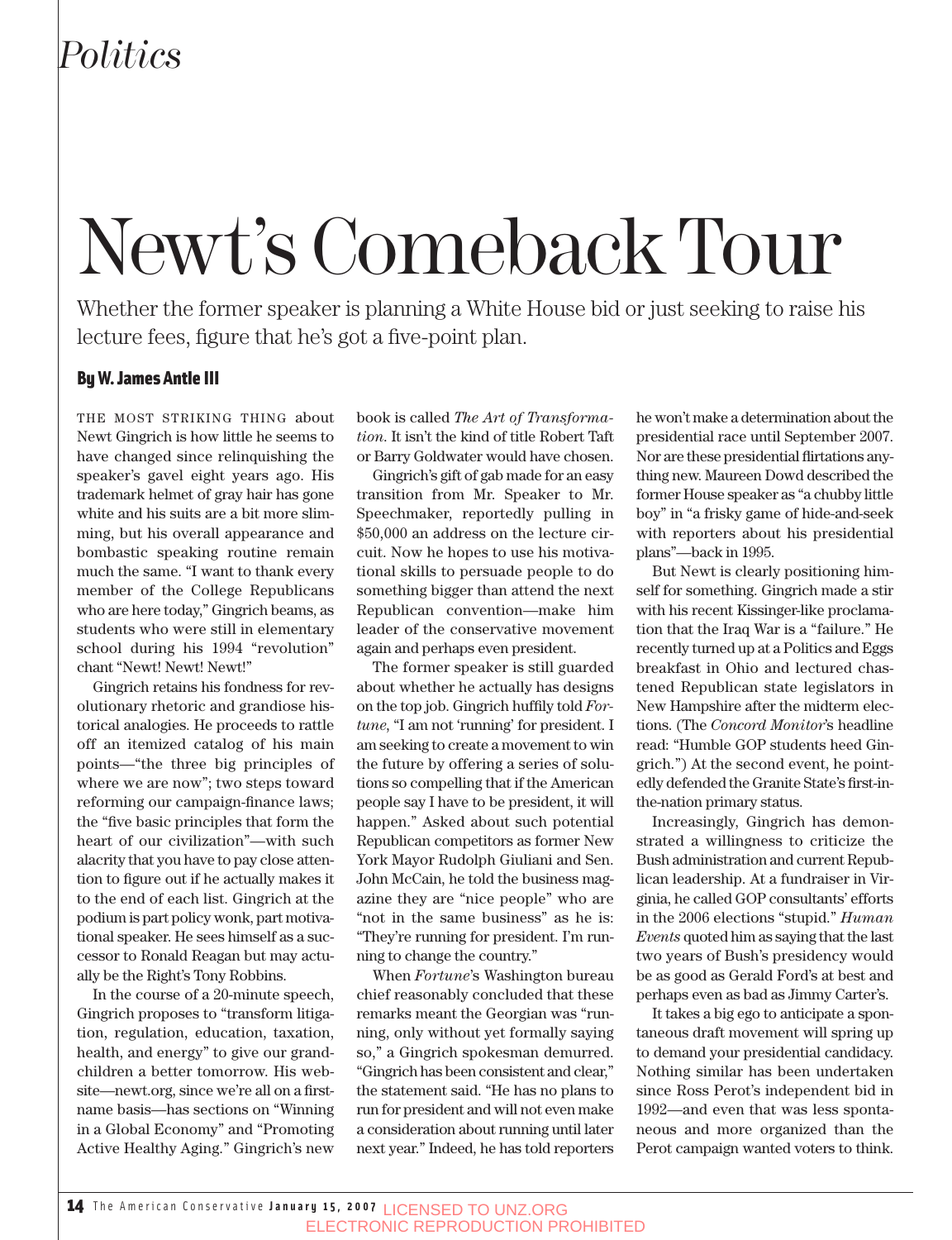*Politics*

# Newt's Comeback Tour

Whether the former speaker is planning a White House bid or just seeking to raise his lecture fees, figure that he's got a five-point plan.

**By W. James Antle III**

THE MOST STRIKING THING about Newt Gingrich is how little he seems to have changed since relinquishing the speaker's gavel eight years ago. His trademark helmet of gray hair has gone white and his suits are a bit more slimming, but his overall appearance and bombastic speaking routine remain much the same. "I want to thank every member of the College Republicans who are here today," Gingrich beams, as students who were still in elementary school during his 1994 "revolution" chant "Newt! Newt! Newt!"

Gingrich retains his fondness for revolutionary rhetoric and grandiose historical analogies. He proceeds to rattle off an itemized catalog of his main points—"the three big principles of where we are now"; two steps toward reforming our campaign-finance laws; the "five basic principles that form the heart of our civilization"—with such alacrity that you have to pay close attention to figure out if he actually makes it to the end of each list. Gingrich at the podium is part policy wonk, part motivational speaker. He sees himself as a successor to Ronald Reagan but may actually be the Right's Tony Robbins.

In the course of a 20-minute speech, Gingrich proposes to "transform litigation, regulation, education, taxation, health, and energy" to give our grandchildren a better tomorrow. His website—newt.org, since we're all on a first-name basis—has sections on "Winning in a Global Economy" and "Promoting Active Healthy Aging." Gingrich's new book is called *The Art of Transformation*. It isn't the kind of title Robert Taft or Barry Goldwater would have chosen.

Gingrich's gift of gab made for an easy transition from Mr. Speaker to Mr. Speechmaker, reportedly pulling in $50,000 an address on the lecture circuit. Now he hopes to use his motivational skills to persuade people to do something bigger than attend the next Republican convention—make him leader of the conservative movement again and perhaps even president.

The former speaker is still guarded about whether he actually has designs on the top job. Gingrich huffily told *Fortune*, "I am not 'running' for president. I am seeking to create a movement to win the future by offering a series of solutions so compelling that if the American people say I have to be president, it will happen." Asked about such potential Republican competitors as former New York Mayor Rudolph Giuliani and Sen. John McCain, he told the business magazine they are "nice people" who are "not in the same business" as he is: "They're running for president. I'm running to change the country."

When *Fortune*'s Washington bureau chief reasonably concluded that these remarks meant the Georgian was "running, only without yet formally saying so," a Gingrich spokesman demurred. "Gingrich has been consistent and clear," the statement said. "He has no plans to run for president and will not even make a consideration about running until later next year." Indeed, he has told reporters he won't make a determination about the presidential race until September 2007. Nor are these presidential flirtations anything new. Maureen Dowd described the former House speaker as "a chubby little boy" in "a frisky game of hide-and-seek with reporters about his presidential plans"—back in 1995.

But Newt is clearly positioning himself for something. Gingrich made a stir with his recent Kissinger-like proclamation that the Iraq War is a "failure." He recently turned up at a Politics and Eggs breakfast in Ohio and lectured chastened Republican state legislators in New Hampshire after the midterm elections. (The *Concord Monitor*'s headline read: "Humble GOP students heed Gingrich.") At the second event, he pointedly defended the Granite State's first-in-the-nation primary status.

Increasingly, Gingrich has demonstrated a willingness to criticize the Bush administration and current Republican leadership. At a fundraiser in Virginia, he called GOP consultants' efforts in the 2006 elections "stupid." *Human Events* quoted him as saying that the last two years of Bush's presidency would be as good as Gerald Ford's at best and perhaps even as bad as Jimmy Carter's.

It takes a big ego to anticipate a spontaneous draft movement will spring up to demand your presidential candidacy. Nothing similar has been undertaken since Ross Perot's independent bid in 1992—and even that was less spontaneous and more organized than the Perot campaign wanted voters to think.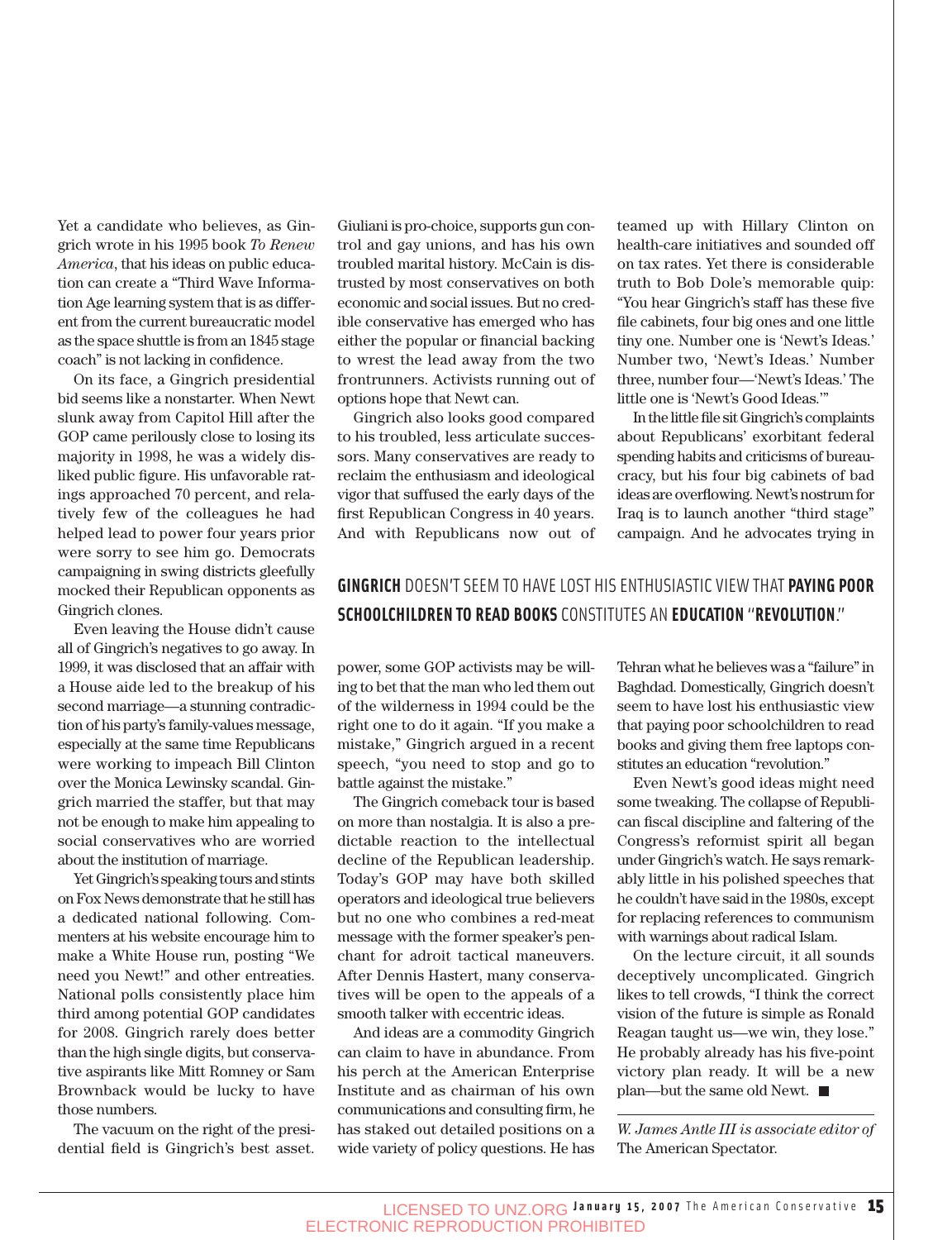Yet a candidate who believes, as Gingrich wrote in his 1995 book *To Renew America*, that his ideas on public education can create a "Third Wave Information Age learning system that is as different from the current bureaucratic model as the space shuttle is from an 1845 stage coach" is not lacking in confidence.

On its face, a Gingrich presidential bid seems like a nonstarter. When Newt slunk away from Capitol Hill after the GOP came perilously close to losing its majority in 1998, he was a widely disliked public figure. His unfavorable ratings approached 70 percent, and relatively few of the colleagues he had helped lead to power four years prior were sorry to see him go. Democrats campaigning in swing districts gleefully mocked their Republican opponents as Gingrich clones.

Even leaving the House didn't cause all of Gingrich's negatives to go away. In 1999, it was disclosed that an affair with a House aide led to the breakup of his second marriage—a stunning contradiction of his party's family-values message, especially at the same time Republicans were working to impeach Bill Clinton over the Monica Lewinsky scandal. Gingrich married the staffer, but that may not be enough to make him appealing to social conservatives who are worried about the institution of marriage.

Yet Gingrich's speaking tours and stints on Fox News demonstrate that he still has a dedicated national following. Commenters at his website encourage him to make a White House run, posting "We need you Newt!" and other entreaties. National polls consistently place him third among potential GOP candidates for 2008. Gingrich rarely does better than the high single digits, but conservative aspirants like Mitt Romney or Sam Brownback would be lucky to have those numbers.

The vacuum on the right of the presidential field is Gingrich's best asset. Giuliani is pro-choice, supports gun control and gay unions, and has his own troubled marital history. McCain is distrusted by most conservatives on both economic and social issues. But no credible conservative has emerged who has either the popular or financial backing to wrest the lead away from the two frontrunners. Activists running out of options hope that Newt can.

Gingrich also looks good compared to his troubled, less articulate successors. Many conservatives are ready to reclaim the enthusiasm and ideological vigor that suffused the early days of the first Republican Congress in 40 years. And with Republicans now out of power, some GOP activists may be willing to bet that the man who led them out of the wilderness in 1994 could be the right one to do it again. "If you make a mistake," Gingrich argued in a recent speech, "you need to stop and go to battle against the mistake."

**GINGRICH** DOESN'T SEEM TO HAVE LOST HIS ENTHUSIASTIC VIEW THAT **PAYING POOR SCHOOLCHILDREN TO READ BOOKS** CONSTITUTES AN **EDUCATION** "**REVOLUTION**."

The Gingrich comeback tour is based on more than nostalgia. It is also a predictable reaction to the intellectual decline of the Republican leadership. Today's GOP may have both skilled operators and ideological true believers but no one who combines a red-meat message with the former speaker's penchant for adroit tactical maneuvers. After Dennis Hastert, many conservatives will be open to the appeals of a smooth talker with eccentric ideas.

And ideas are a commodity Gingrich can claim to have in abundance. From his perch at the American Enterprise Institute and as chairman of his own communications and consulting firm, he has staked out detailed positions on a wide variety of policy questions. He has teamed up with Hillary Clinton on health-care initiatives and sounded off on tax rates. Yet there is considerable truth to Bob Dole's memorable quip: "You hear Gingrich's staff has these five file cabinets, four big ones and one little tiny one. Number one is 'Newt's Ideas.' Number two, 'Newt's Ideas.' Number three, number four—'Newt's Ideas.' The little one is 'Newt's Good Ideas.'"

In the little file sit Gingrich's complaints about Republicans' exorbitant federal spending habits and criticisms of bureaucracy, but his four big cabinets of bad ideas are overflowing. Newt's nostrum for Iraq is to launch another "third stage" campaign. And he advocates trying in Tehran what he believes was a "failure" in Baghdad. Domestically, Gingrich doesn't seem to have lost his enthusiastic view that paying poor schoolchildren to read books and giving them free laptops constitutes an education "revolution."

Even Newt's good ideas might need some tweaking. The collapse of Republican fiscal discipline and faltering of the Congress's reformist spirit all began under Gingrich's watch. He says remarkably little in his polished speeches that he couldn't have said in the 1980s, except for replacing references to communism with warnings about radical Islam.

On the lecture circuit, it all sounds deceptively uncomplicated. Gingrich likes to tell crowds, "I think the correct vision of the future is simple as Ronald Reagan taught us—we win, they lose." He probably already has his five-point victory plan ready. It will be a new plan—but the same old Newt. ■

---

*W. James Antle III is associate editor of* The American Spectator.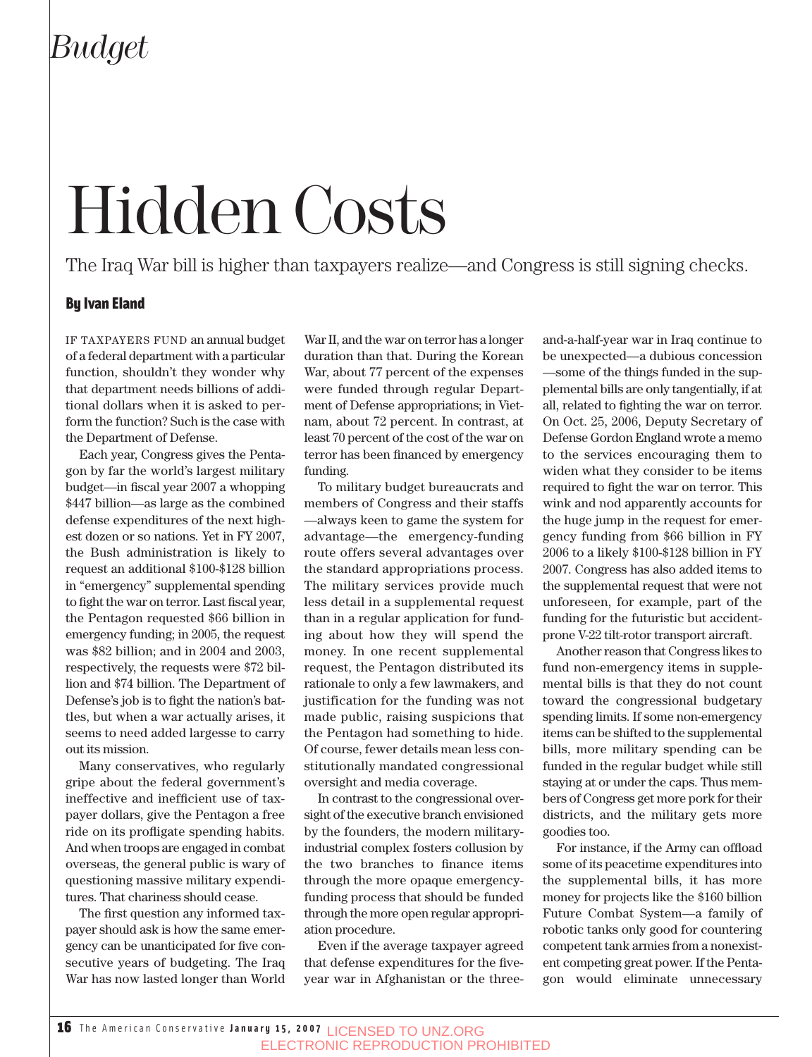*Budget*

# Hidden Costs

The Iraq War bill is higher than taxpayers realize—and Congress is still signing checks.

**By Ivan Eland**

IF TAXPAYERS FUND an annual budget of a federal department with a particular function, shouldn't they wonder why that department needs billions of additional dollars when it is asked to perform the function? Such is the case with the Department of Defense.

Each year, Congress gives the Pentagon by far the world's largest military budget—in fiscal year 2007 a whopping \$447 billion—as large as the combined defense expenditures of the next highest dozen or so nations. Yet in FY 2007, the Bush administration is likely to request an additional \$100-\$128 billion in "emergency" supplemental spending to fight the war on terror. Last fiscal year, the Pentagon requested \$66 billion in emergency funding; in 2005, the request was \$82 billion; and in 2004 and 2003, respectively, the requests were \$72 billion and \$74 billion. The Department of Defense's job is to fight the nation's battles, but when a war actually arises, it seems to need added largesse to carry out its mission.

Many conservatives, who regularly gripe about the federal government's ineffective and inefficient use of taxpayer dollars, give the Pentagon a free ride on its profligate spending habits. And when troops are engaged in combat overseas, the general public is wary of questioning massive military expenditures. That chariness should cease.

The first question any informed taxpayer should ask is how the same emergency can be unanticipated for five consecutive years of budgeting. The Iraq War has now lasted longer than World War II, and the war on terror has a longer duration than that. During the Korean War, about 77 percent of the expenses were funded through regular Department of Defense appropriations; in Vietnam, about 72 percent. In contrast, at least 70 percent of the cost of the war on terror has been financed by emergency funding.

To military budget bureaucrats and members of Congress and their staffs—always keen to game the system for advantage—the emergency-funding route offers several advantages over the standard appropriations process. The military services provide much less detail in a supplemental request than in a regular application for funding about how they will spend the money. In one recent supplemental request, the Pentagon distributed its rationale to only a few lawmakers, and justification for the funding was not made public, raising suspicions that the Pentagon had something to hide. Of course, fewer details mean less constitutionally mandated congressional oversight and media coverage.

In contrast to the congressional oversight of the executive branch envisioned by the founders, the modern military-industrial complex fosters collusion by the two branches to finance items through the more opaque emergency-funding process that should be funded through the more open regular appropriation procedure.

Even if the average taxpayer agreed that defense expenditures for the five-year war in Afghanistan or the three-and-a-half-year war in Iraq continue to be unexpected—a dubious concession—some of the things funded in the supplemental bills are only tangentially, if at all, related to fighting the war on terror. On Oct. 25, 2006, Deputy Secretary of Defense Gordon England wrote a memo to the services encouraging them to widen what they consider to be items required to fight the war on terror. This wink and nod apparently accounts for the huge jump in the request for emergency funding from \$66 billion in FY 2006 to a likely \$100-\$128 billion in FY 2007. Congress has also added items to the supplemental request that were not unforeseen, for example, part of the funding for the futuristic but accident-prone V-22 tilt-rotor transport aircraft.

Another reason that Congress likes to fund non-emergency items in supplemental bills is that they do not count toward the congressional budgetary spending limits. If some non-emergency items can be shifted to the supplemental bills, more military spending can be funded in the regular budget while still staying at or under the caps. Thus members of Congress get more pork for their districts, and the military gets more goodies too.

For instance, if the Army can offload some of its peacetime expenditures into the supplemental bills, it has more money for projects like the \$160 billion Future Combat System—a family of robotic tanks only good for countering competent tank armies from a nonexistent competing great power. If the Pentagon would eliminate unnecessary